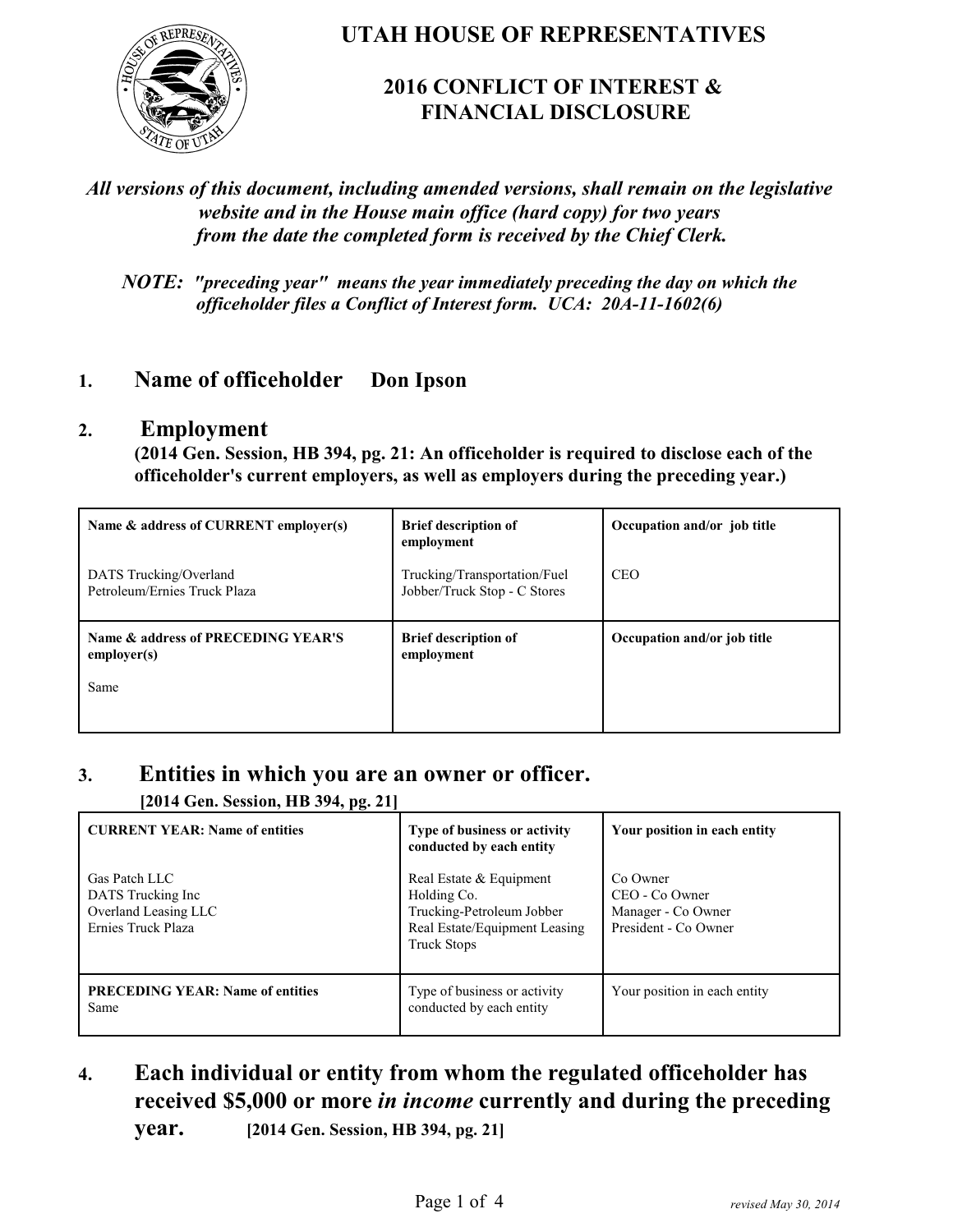# UTAH HOUSE OF REPRESENTATIVES

## 2016 CONFLICT OF INTEREST & FINANCIAL DISCLOSURE

***All versions of this document, including amended versions, shall remain on the legislative website and in the House main office (hard copy) for two years from the date the completed form is received by the Chief Clerk.***

***NOTE: "preceding year" means the year immediately preceding the day on which the officeholder files a Conflict of Interest form. UCA: 20A-11-1602(6)***

## 1. Name of officeholder **Don Ipson**

## 2. Employment

**(2014 Gen. Session, HB 394, pg. 21: An officeholder is required to disclose each of the officeholder's current employers, as well as employers during the preceding year.)**

| **Name & address of CURRENT employer(s)** | **Brief description of employment** | **Occupation and/or job title** |
|---|---|---|
| DATS Trucking/Overland Petroleum/Ernies Truck Plaza | Trucking/Transportation/Fuel Jobber/Truck Stop - C Stores | CEO |
| **Name & address of PRECEDING YEAR'S employer(s)** | **Brief description of employment** | **Occupation and/or job title** |
| Same | | |

## 3. Entities in which you are an owner or officer.

**[2014 Gen. Session, HB 394, pg. 21]**

| **CURRENT YEAR: Name of entities** | **Type of business or activity conducted by each entity** | **Your position in each entity** |
|---|---|---|
| Gas Patch LLC<br>DATS Trucking Inc<br>Overland Leasing LLC<br>Ernies Truck Plaza | Real Estate & Equipment Holding Co.<br>Trucking-Petroleum Jobber<br>Real Estate/Equipment Leasing<br>Truck Stops | Co Owner<br>CEO - Co Owner<br>Manager - Co Owner<br>President - Co Owner |
| **PRECEDING YEAR: Name of entities**<br>Same | Type of business or activity conducted by each entity | Your position in each entity |

## 4. Each individual or entity from whom the regulated officeholder has received $5,000 or more *in income* currently and during the preceding year. **[2014 Gen. Session, HB 394, pg. 21]**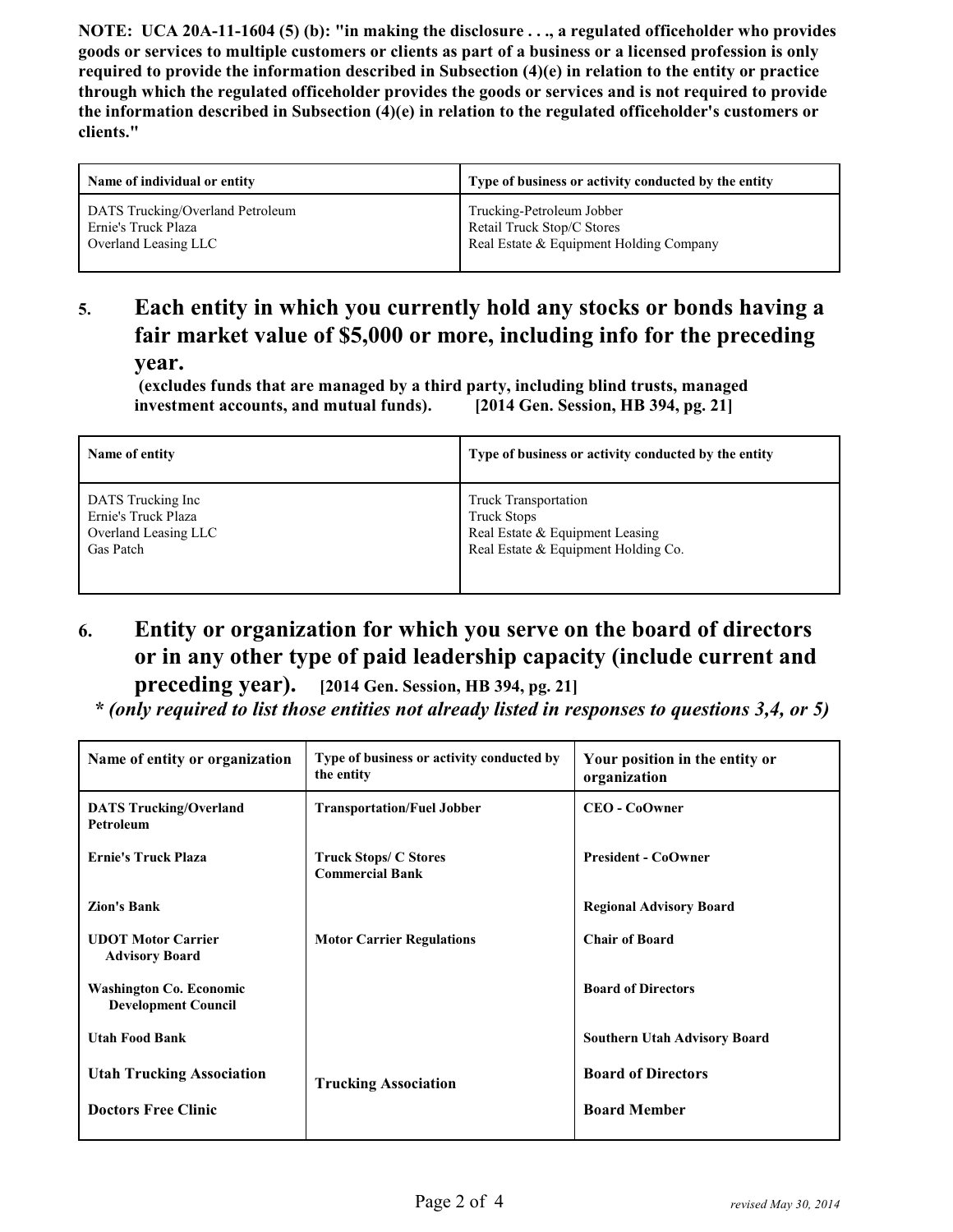**NOTE: UCA 20A-11-1604 (5) (b): "in making the disclosure . . ., a regulated officeholder who provides goods or services to multiple customers or clients as part of a business or a licensed profession is only required to provide the information described in Subsection (4)(e) in relation to the entity or practice through which the regulated officeholder provides the goods or services and is not required to provide the information described in Subsection (4)(e) in relation to the regulated officeholder's customers or clients."**

| Name of individual or entity | Type of business or activity conducted by the entity |
|---|---|
| DATS Trucking/Overland Petroleum<br>Ernie's Truck Plaza<br>Overland Leasing LLC | Trucking-Petroleum Jobber<br>Retail Truck Stop/C Stores<br>Real Estate & Equipment Holding Company |

## 5. Each entity in which you currently hold any stocks or bonds having a fair market value of $5,000 or more, including info for the preceding year.

**(excludes funds that are managed by a third party, including blind trusts, managed investment accounts, and mutual funds). [2014 Gen. Session, HB 394, pg. 21]**

| Name of entity | Type of business or activity conducted by the entity |
|---|---|
| DATS Trucking Inc<br>Ernie's Truck Plaza<br>Overland Leasing LLC<br>Gas Patch | Truck Transportation<br>Truck Stops<br>Real Estate & Equipment Leasing<br>Real Estate & Equipment Holding Co. |

## 6. Entity or organization for which you serve on the board of directors or in any other type of paid leadership capacity (include current and preceding year). [2014 Gen. Session, HB 394, pg. 21]

***\* (only required to list those entities not already listed in responses to questions 3,4, or 5)***

| Name of entity or organization | Type of business or activity conducted by the entity | Your position in the entity or organization |
|---|---|---|
| **DATS Trucking/Overland Petroleum** | **Transportation/Fuel Jobber** | **CEO - CoOwner** |
| **Ernie's Truck Plaza** | **Truck Stops/ C Stores**<br>**Commercial Bank** | **President - CoOwner** |
| **Zion's Bank** | | **Regional Advisory Board** |
| **UDOT Motor Carrier Advisory Board** | **Motor Carrier Regulations** | **Chair of Board** |
| **Washington Co. Economic Development Council** | | **Board of Directors** |
| **Utah Food Bank** | | **Southern Utah Advisory Board** |
| **Utah Trucking Association** | **Trucking Association** | **Board of Directors** |
| **Doctors Free Clinic** | | **Board Member** |

*revised May 30, 2014*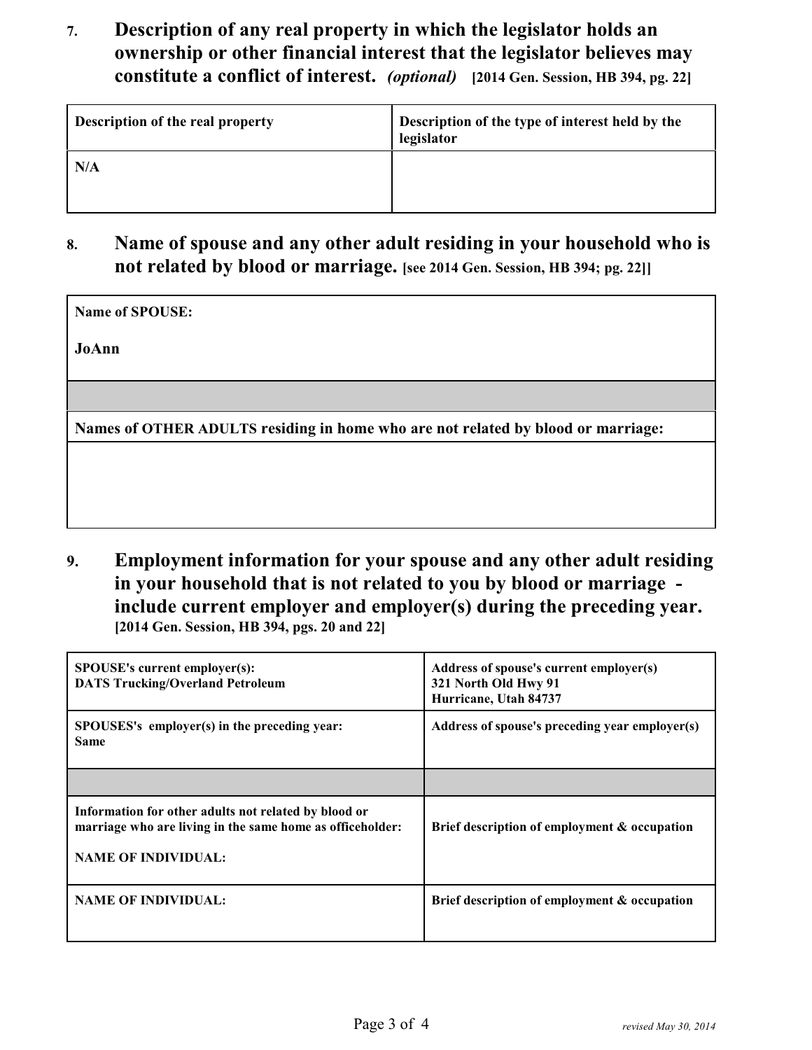**7. Description of any real property in which the legislator holds an ownership or other financial interest that the legislator believes may constitute a conflict of interest.** ***(optional)*** **[2014 Gen. Session, HB 394, pg. 22]**

| Description of the real property | Description of the type of interest held by the legislator |
|---|---|
| N/A | |

**8. Name of spouse and any other adult residing in your household who is not related by blood or marriage.** **[see 2014 Gen. Session, HB 394; pg. 22]]**

| Name of SPOUSE: |
|---|
| JoAnn |
| |
| Names of OTHER ADULTS residing in home who are not related by blood or marriage: |
| |

**9. Employment information for your spouse and any other adult residing in your household that is not related to you by blood or marriage - include current employer and employer(s) during the preceding year.** **[2014 Gen. Session, HB 394, pgs. 20 and 22]**

| SPOUSE's current employer(s): DATS Trucking/Overland Petroleum | Address of spouse's current employer(s) 321 North Old Hwy 91 Hurricane, Utah 84737 |
|---|---|
| SPOUSES's employer(s) in the preceding year: Same | Address of spouse's preceding year employer(s) |
| | |
| Information for other adults not related by blood or marriage who are living in the same home as officeholder: NAME OF INDIVIDUAL: | Brief description of employment & occupation |
| NAME OF INDIVIDUAL: | Brief description of employment & occupation |

*revised May 30, 2014*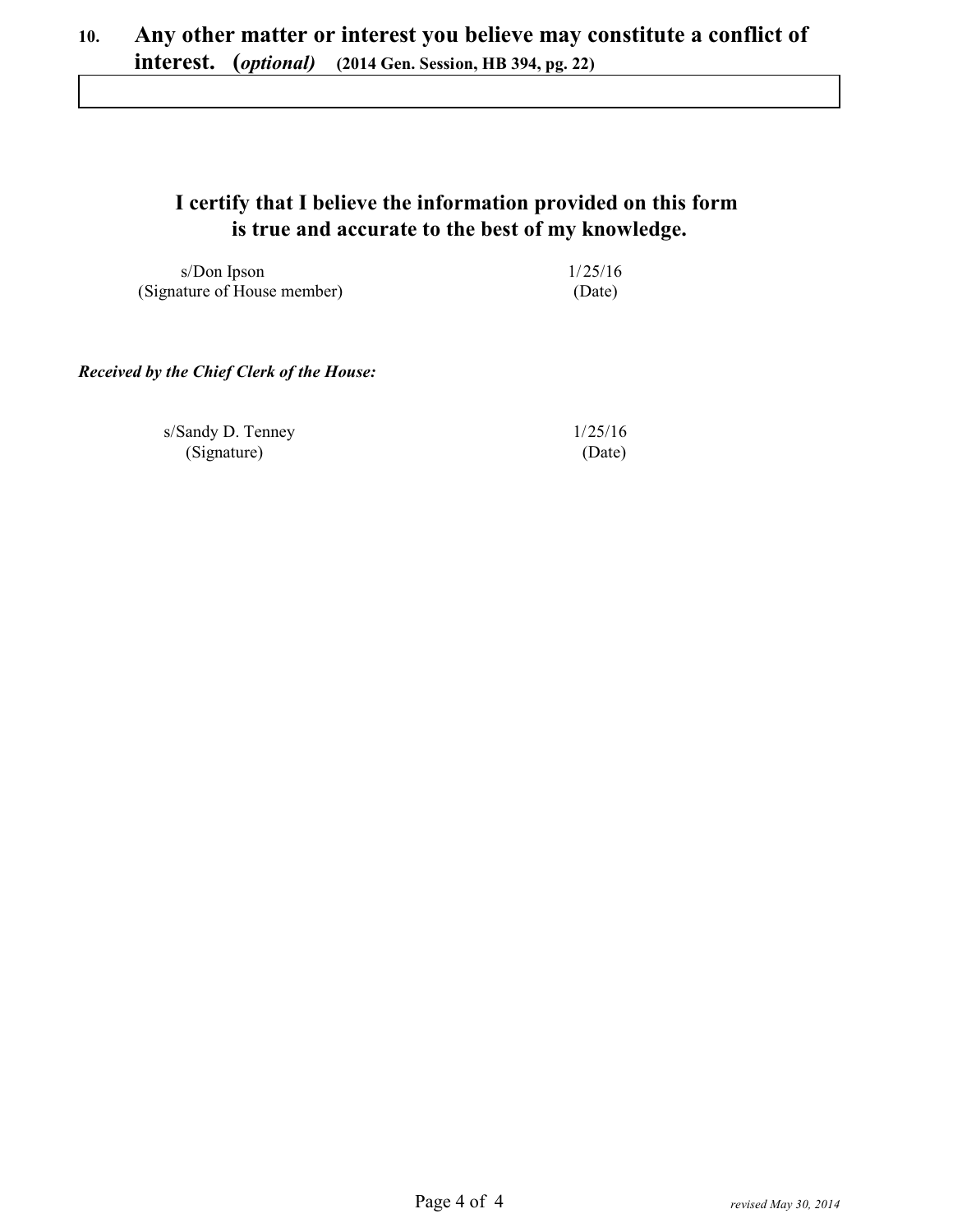**10. Any other matter or interest you believe may constitute a conflict of interest. (*optional*) (2014 Gen. Session, HB 394, pg. 22)**

| |
|---|
| |

**I certify that I believe the information provided on this form is true and accurate to the best of my knowledge.**

| | |
|---|---|
| s/Don Ipson | 1/25/16 |
| (Signature of House member) | (Date) |

***Received by the Chief Clerk of the House:***

| | |
|---|---|
| s/Sandy D. Tenney | 1/25/16 |
| (Signature) | (Date) |

*revised May 30, 2014*